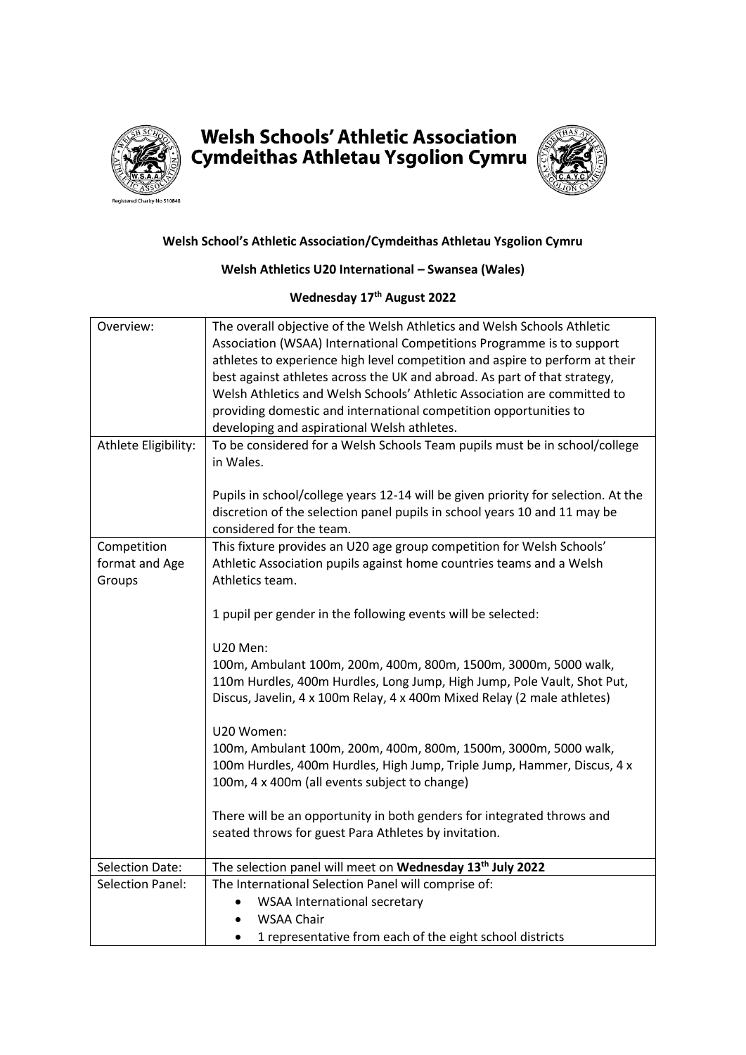# Welsh Schools' Athletic Association
# Cymdeithas Athletau Ysgolion Cymru

Registered Charity No 510848

**Welsh School's Athletic Association/Cymdeithas Athletau Ysgolion Cymru**

**Welsh Athletics U20 International – Swansea (Wales)**

**Wednesday 17th August 2022**

| | |
|---|---|
| Overview: | The overall objective of the Welsh Athletics and Welsh Schools Athletic Association (WSAA) International Competitions Programme is to support athletes to experience high level competition and aspire to perform at their best against athletes across the UK and abroad. As part of that strategy, Welsh Athletics and Welsh Schools' Athletic Association are committed to providing domestic and international competition opportunities to developing and aspirational Welsh athletes. |
| Athlete Eligibility: | To be considered for a Welsh Schools Team pupils must be in school/college in Wales.<br><br>Pupils in school/college years 12-14 will be given priority for selection. At the discretion of the selection panel pupils in school years 10 and 11 may be considered for the team. |
| Competition format and Age Groups | This fixture provides an U20 age group competition for Welsh Schools' Athletic Association pupils against home countries teams and a Welsh Athletics team.<br><br>1 pupil per gender in the following events will be selected:<br><br>U20 Men:<br>100m, Ambulant 100m, 200m, 400m, 800m, 1500m, 3000m, 5000 walk, 110m Hurdles, 400m Hurdles, Long Jump, High Jump, Pole Vault, Shot Put, Discus, Javelin, 4 x 100m Relay, 4 x 400m Mixed Relay (2 male athletes)<br><br>U20 Women:<br>100m, Ambulant 100m, 200m, 400m, 800m, 1500m, 3000m, 5000 walk, 100m Hurdles, 400m Hurdles, High Jump, Triple Jump, Hammer, Discus, 4 x 100m, 4 x 400m (all events subject to change)<br><br>There will be an opportunity in both genders for integrated throws and seated throws for guest Para Athletes by invitation. |
| Selection Date: | The selection panel will meet on **Wednesday 13th July 2022** |
| Selection Panel: | The International Selection Panel will comprise of:<br>• WSAA International secretary<br>• WSAA Chair<br>• 1 representative from each of the eight school districts |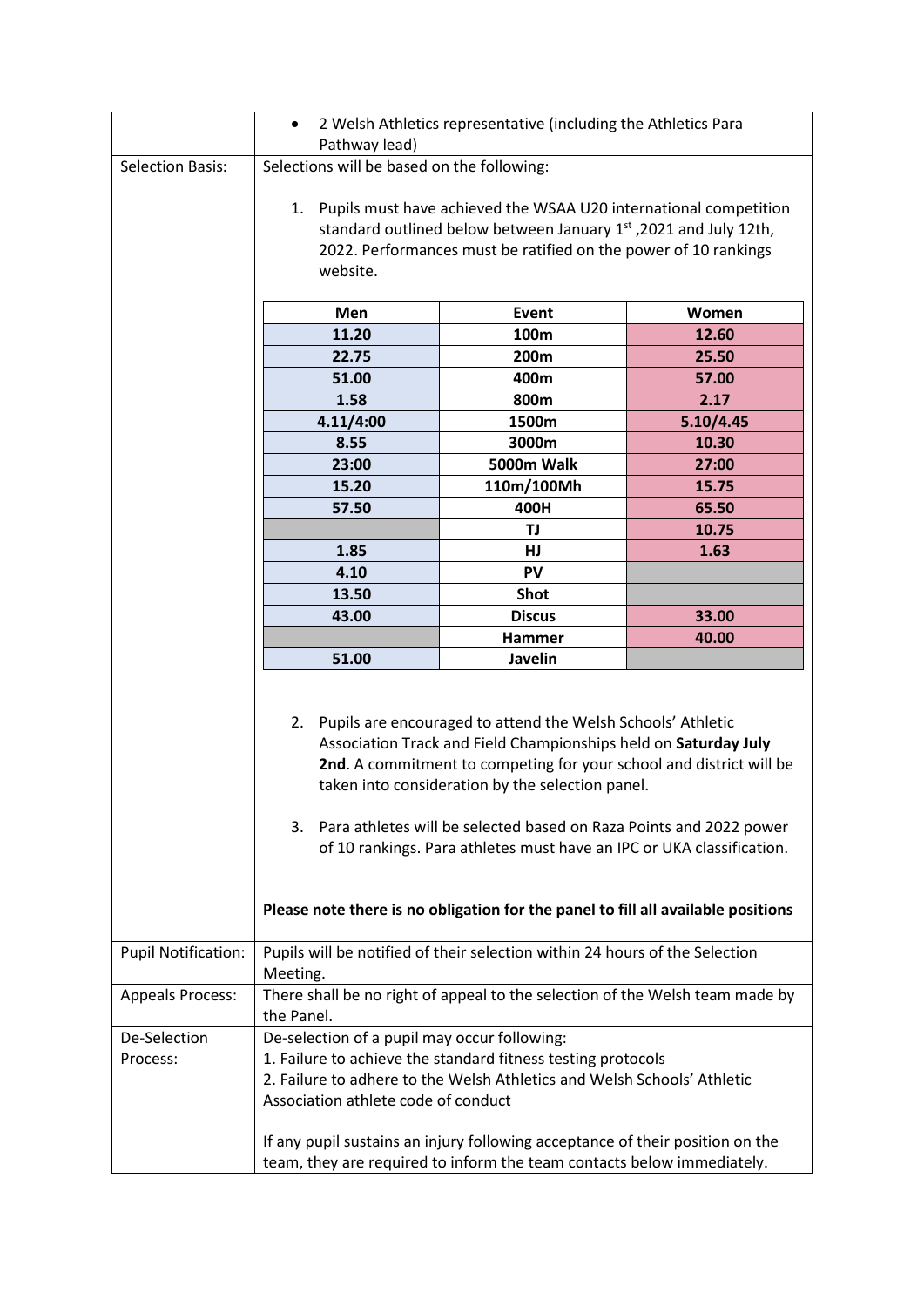| | • 2 Welsh Athletics representative (including the Athletics Para Pathway lead) |
|---|---|
| Selection Basis: | Selections will be based on the following:<br><br>1. Pupils must have achieved the WSAA U20 international competition standard outlined below between January 1st ,2021 and July 12th, 2022. Performances must be ratified on the power of 10 rankings website. |

| Men | Event | Women |
|---|---|---|
| 11.20 | 100m | 12.60 |
| 22.75 | 200m | 25.50 |
| 51.00 | 400m | 57.00 |
| 1.58 | 800m | 2.17 |
| 4.11/4:00 | 1500m | 5.10/4.45 |
| 8.55 | 3000m | 10.30 |
| 23:00 | 5000m Walk | 27:00 |
| 15.20 | 110m/100Mh | 15.75 |
| 57.50 | 400H | 65.50 |
| | TJ | 10.75 |
| 1.85 | HJ | 1.63 |
| 4.10 | PV | |
| 13.50 | Shot | |
| 43.00 | Discus | 33.00 |
| | Hammer | 40.00 |
| 51.00 | Javelin | |

2. Pupils are encouraged to attend the Welsh Schools' Athletic Association Track and Field Championships held on **Saturday July 2nd**. A commitment to competing for your school and district will be taken into consideration by the selection panel.

3. Para athletes will be selected based on Raza Points and 2022 power of 10 rankings. Para athletes must have an IPC or UKA classification.

**Please note there is no obligation for the panel to fill all available positions**

| | |
|---|---|
| Pupil Notification: | Pupils will be notified of their selection within 24 hours of the Selection Meeting. |
| Appeals Process: | There shall be no right of appeal to the selection of the Welsh team made by the Panel. |
| De-Selection Process: | De-selection of a pupil may occur following:<br>1. Failure to achieve the standard fitness testing protocols<br>2. Failure to adhere to the Welsh Athletics and Welsh Schools' Athletic Association athlete code of conduct<br><br>If any pupil sustains an injury following acceptance of their position on the team, they are required to inform the team contacts below immediately. |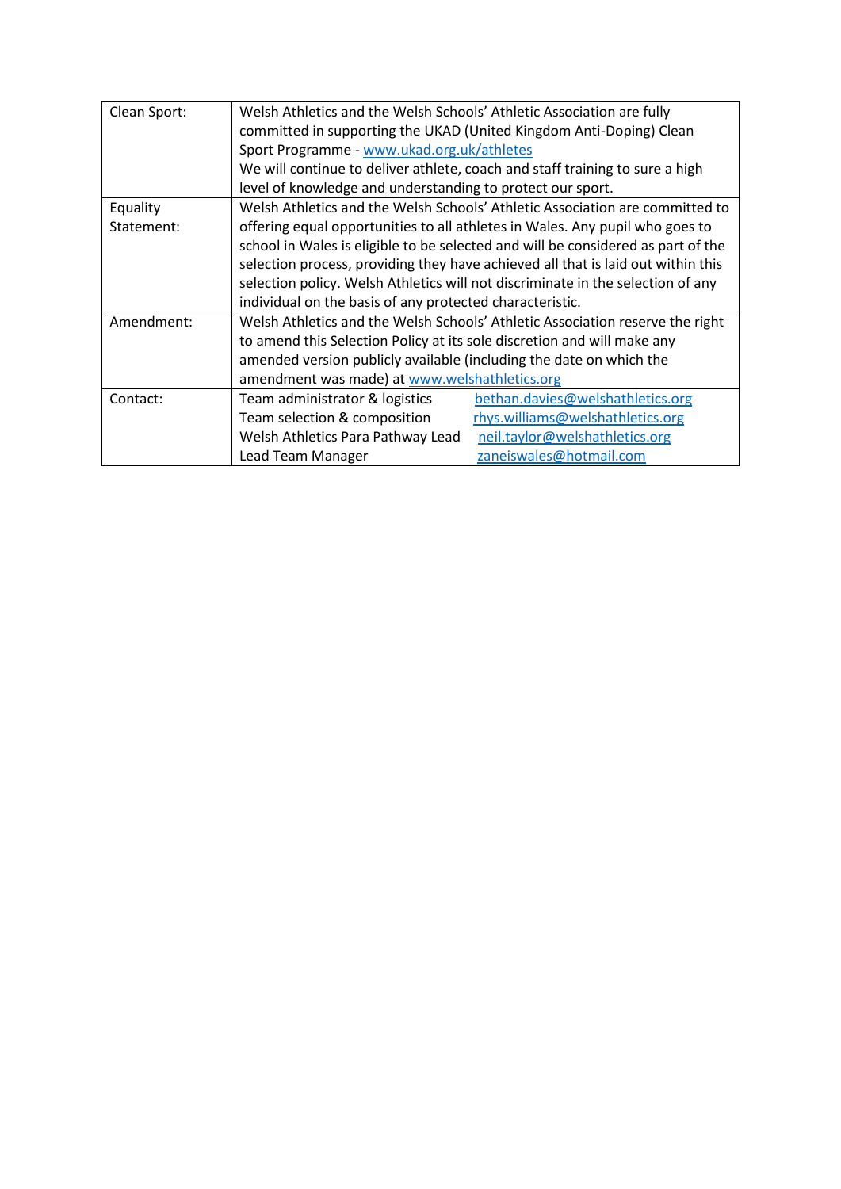| | |
|---|---|
| Clean Sport: | Welsh Athletics and the Welsh Schools' Athletic Association are fully committed in supporting the UKAD (United Kingdom Anti-Doping) Clean Sport Programme - www.ukad.org.uk/athletes<br>We will continue to deliver athlete, coach and staff training to sure a high level of knowledge and understanding to protect our sport. |
| Equality Statement: | Welsh Athletics and the Welsh Schools' Athletic Association are committed to offering equal opportunities to all athletes in Wales. Any pupil who goes to school in Wales is eligible to be selected and will be considered as part of the selection process, providing they have achieved all that is laid out within this selection policy. Welsh Athletics will not discriminate in the selection of any individual on the basis of any protected characteristic. |
| Amendment: | Welsh Athletics and the Welsh Schools' Athletic Association reserve the right to amend this Selection Policy at its sole discretion and will make any amended version publicly available (including the date on which the amendment was made) at www.welshathletics.org |
| Contact: | Team administrator & logistics bethan.davies@welshathletics.org<br>Team selection & composition rhys.williams@welshathletics.org<br>Welsh Athletics Para Pathway Lead neil.taylor@welshathletics.org<br>Lead Team Manager zaneiswales@hotmail.com |